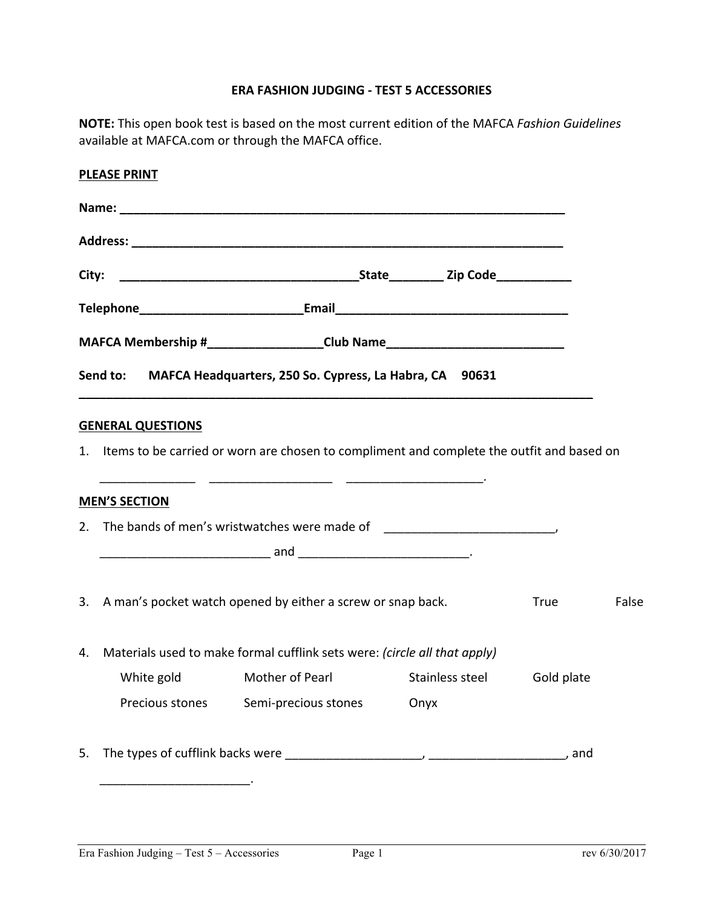# ERA FASHION JUDGING - TEST 5 ACCESSORIES

**NOTE:** This open book test is based on the most current edition of the MAFCA *Fashion Guidelines* available at MAFCA.com or through the MAFCA office.

**PLEASE PRINT**

**Name:** ______________________________________________________________________

**Address:** ____________________________________________________________________

**City:** ____________________________________**State**________ **Zip Code**___________

**Telephone**________________________**Email**___________________________________

**MAFCA Membership #**________________**Club Name**__________________________

**Send to:** MAFCA Headquarters, 250 So. Cypress, La Habra, CA 90631

---

**GENERAL QUESTIONS**

1. Items to be carried or worn are chosen to compliment and complete the outfit and based on

   ______________ __________________ ____________________.

**MEN'S SECTION**

2. The bands of men's wristwatches were made of _________________________,

   _________________________ and _________________________.

3. A man's pocket watch opened by either a screw or snap back. True False

4. Materials used to make formal cufflink sets were: *(circle all that apply)*

   White gold Mother of Pearl Stainless steel Gold plate

   Precious stones Semi-precious stones Onyx

5. The types of cufflink backs were ____________________, ____________________, and

   ______________________.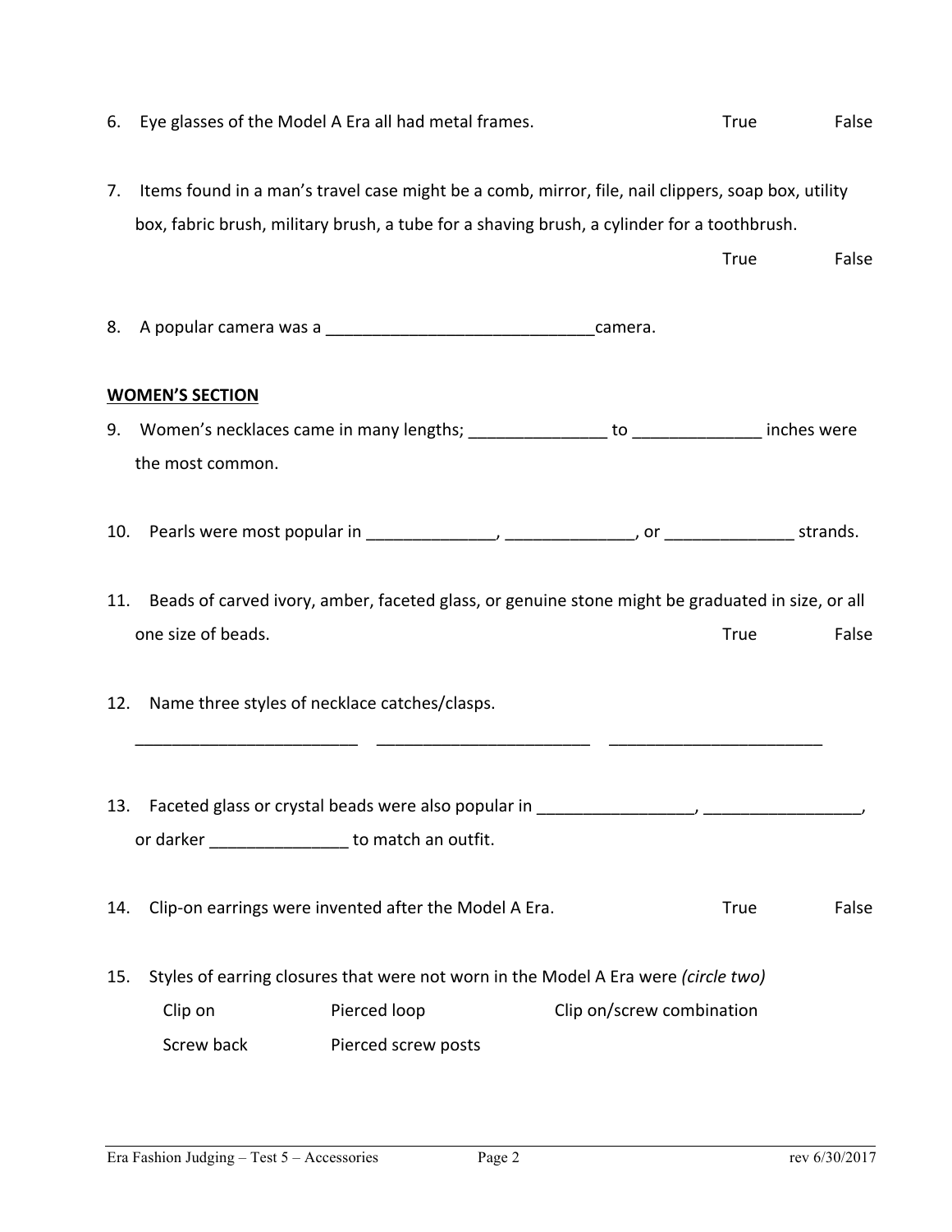6. Eye glasses of the Model A Era all had metal frames. True False

7. Items found in a man's travel case might be a comb, mirror, file, nail clippers, soap box, utility box, fabric brush, military brush, a tube for a shaving brush, a cylinder for a toothbrush.

   True False

8. A popular camera was a _____________________________camera.

**WOMEN'S SECTION**

9. Women's necklaces came in many lengths; _______________ to ______________ inches were the most common.

10. Pearls were most popular in ______________, ______________, or ______________ strands.

11. Beads of carved ivory, amber, faceted glass, or genuine stone might be graduated in size, or all one size of beads. True False

12. Name three styles of necklace catches/clasps.

    ________________________ ________________________ ________________________

13. Faceted glass or crystal beads were also popular in _________________, _________________, or darker _______________ to match an outfit.

14. Clip-on earrings were invented after the Model A Era. True False

15. Styles of earring closures that were not worn in the Model A Era were *(circle two)*

    Clip on Pierced loop Clip on/screw combination

    Screw back Pierced screw posts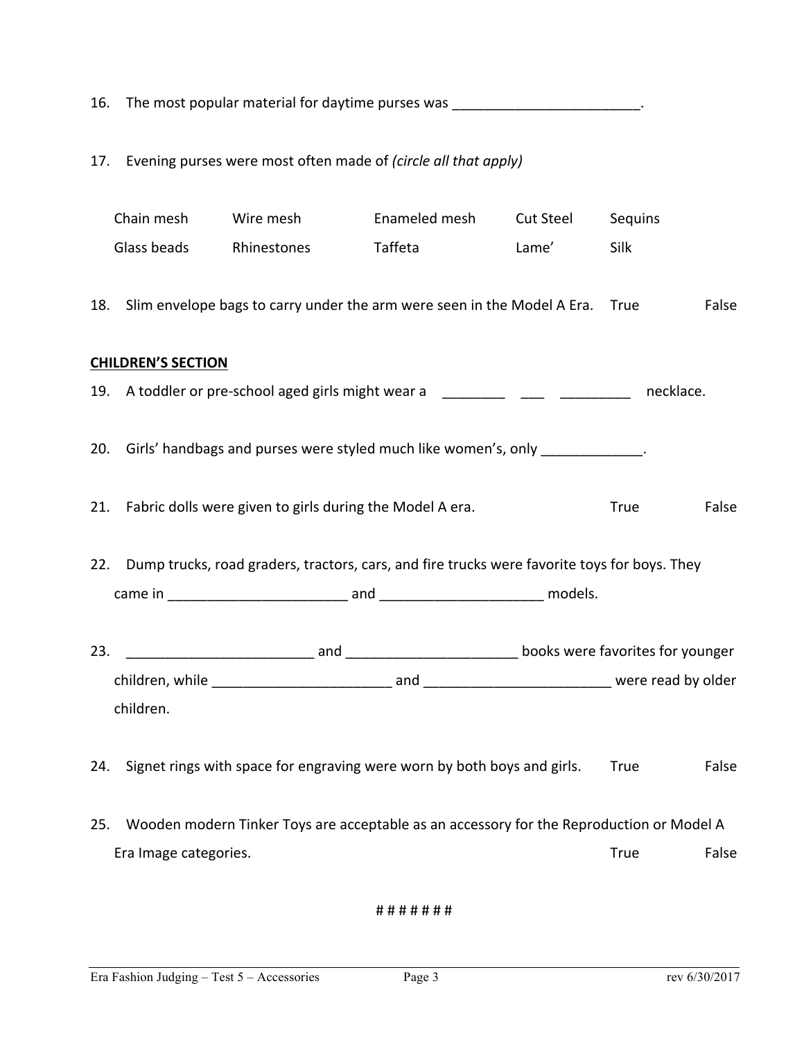16. The most popular material for daytime purses was ________________________.

17. Evening purses were most often made of *(circle all that apply)*

| | | | | |
|---|---|---|---|---|
| Chain mesh | Wire mesh | Enameled mesh | Cut Steel | Sequins |
| Glass beads | Rhinestones | Taffeta | Lame' | Silk |

18. Slim envelope bags to carry under the arm were seen in the Model A Era. True False

**CHILDREN'S SECTION**

19. A toddler or pre-school aged girls might wear a ________ ___ _________ necklace.

20. Girls' handbags and purses were styled much like women's, only _____________.

21. Fabric dolls were given to girls during the Model A era. True False

22. Dump trucks, road graders, tractors, cars, and fire trucks were favorite toys for boys. They came in _______________________ and ____________________ models.

23. ________________________ and ______________________ books were favorites for younger children, while _______________________ and ________________________ were read by older children.

24. Signet rings with space for engraving were worn by both boys and girls. True False

25. Wooden modern Tinker Toys are acceptable as an accessory for the Reproduction or Model A Era Image categories. True False

# # # # # # #